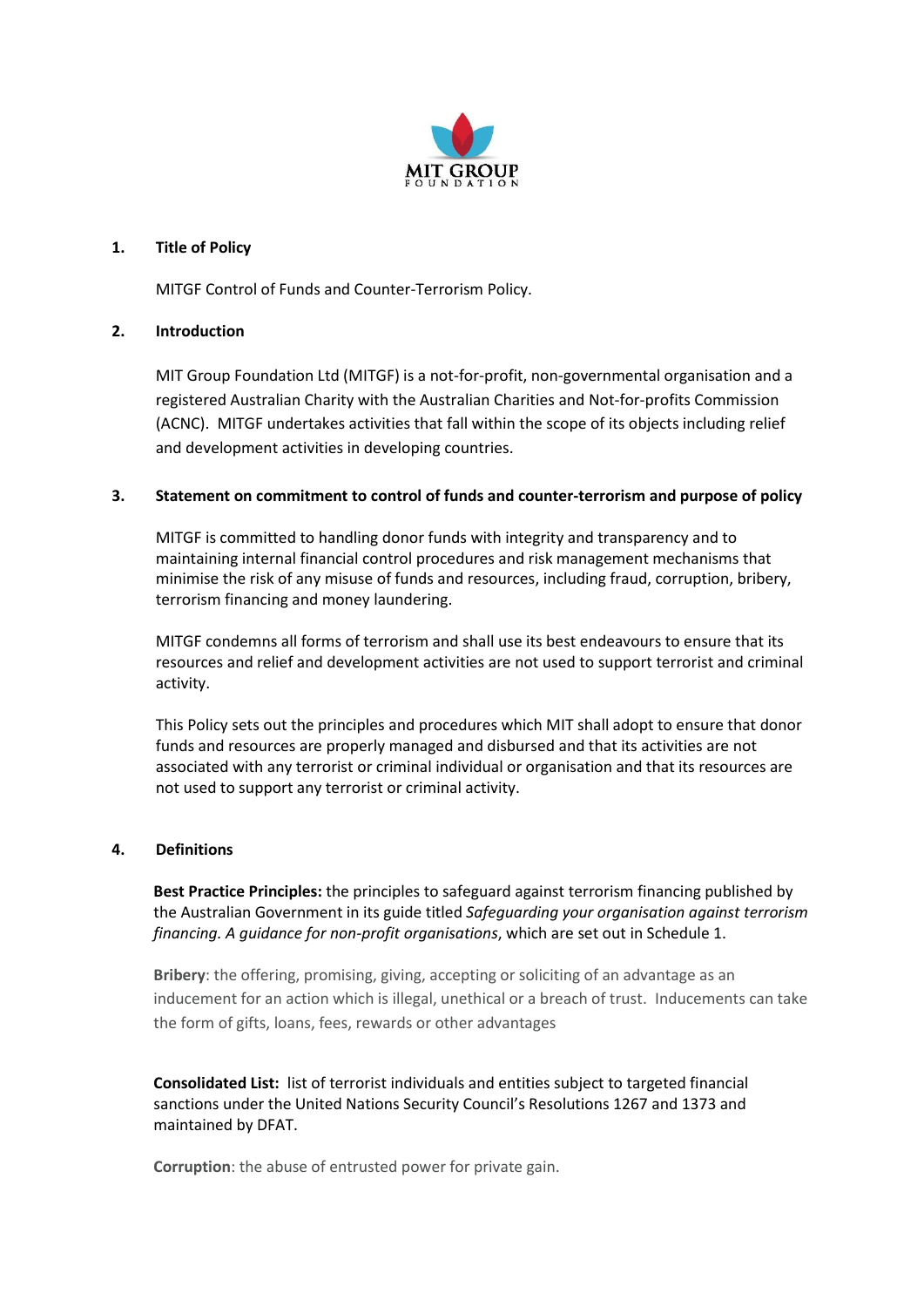MIT GROUP
FOUNDATION

## 1. Title of Policy

MITGF Control of Funds and Counter-Terrorism Policy.

## 2. Introduction

MIT Group Foundation Ltd (MITGF) is a not-for-profit, non-governmental organisation and a registered Australian Charity with the Australian Charities and Not-for-profits Commission (ACNC). MITGF undertakes activities that fall within the scope of its objects including relief and development activities in developing countries.

## 3. Statement on commitment to control of funds and counter-terrorism and purpose of policy

MITGF is committed to handling donor funds with integrity and transparency and to maintaining internal financial control procedures and risk management mechanisms that minimise the risk of any misuse of funds and resources, including fraud, corruption, bribery, terrorism financing and money laundering.

MITGF condemns all forms of terrorism and shall use its best endeavours to ensure that its resources and relief and development activities are not used to support terrorist and criminal activity.

This Policy sets out the principles and procedures which MIT shall adopt to ensure that donor funds and resources are properly managed and disbursed and that its activities are not associated with any terrorist or criminal individual or organisation and that its resources are not used to support any terrorist or criminal activity.

## 4. Definitions

**Best Practice Principles:** the principles to safeguard against terrorism financing published by the Australian Government in its guide titled *Safeguarding your organisation against terrorism financing. A guidance for non-profit organisations*, which are set out in Schedule 1.

**Bribery**: the offering, promising, giving, accepting or soliciting of an advantage as an inducement for an action which is illegal, unethical or a breach of trust. Inducements can take the form of gifts, loans, fees, rewards or other advantages

**Consolidated List:** list of terrorist individuals and entities subject to targeted financial sanctions under the United Nations Security Council's Resolutions 1267 and 1373 and maintained by DFAT.

**Corruption**: the abuse of entrusted power for private gain.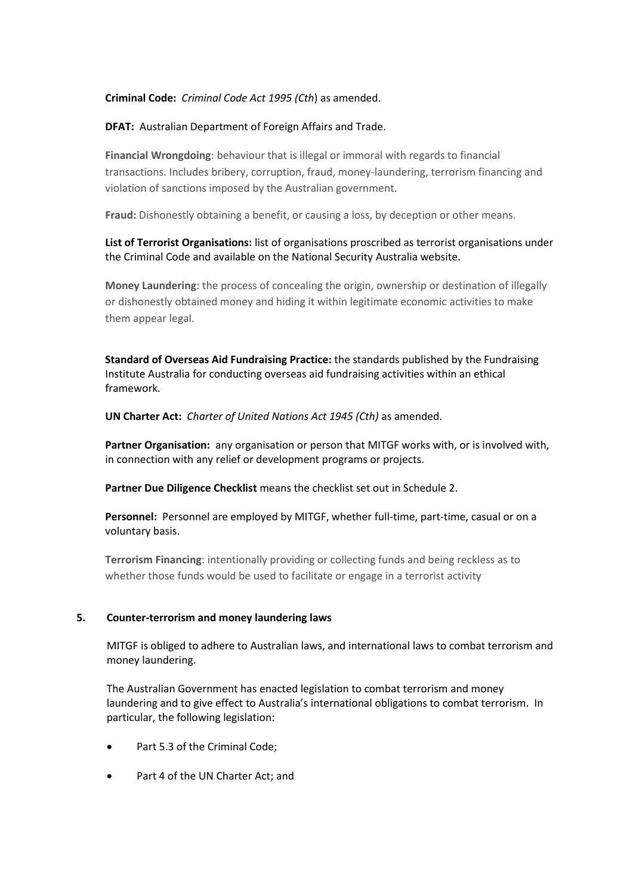**Criminal Code:** *Criminal Code Act 1995 (Cth*) as amended.

**DFAT:** Australian Department of Foreign Affairs and Trade.

**Financial Wrongdoing**: behaviour that is illegal or immoral with regards to financial transactions. Includes bribery, corruption, fraud, money-laundering, terrorism financing and violation of sanctions imposed by the Australian government.

**Fraud:** Dishonestly obtaining a benefit, or causing a loss, by deception or other means.

**List of Terrorist Organisations:** list of organisations proscribed as terrorist organisations under the Criminal Code and available on the National Security Australia website.

**Money Laundering**: the process of concealing the origin, ownership or destination of illegally or dishonestly obtained money and hiding it within legitimate economic activities to make them appear legal.

**Standard of Overseas Aid Fundraising Practice:** the standards published by the Fundraising Institute Australia for conducting overseas aid fundraising activities within an ethical framework.

**UN Charter Act:** *Charter of United Nations Act 1945 (Cth)* as amended.

**Partner Organisation:** any organisation or person that MITGF works with, or is involved with, in connection with any relief or development programs or projects.

**Partner Due Diligence Checklist** means the checklist set out in Schedule 2.

**Personnel:** Personnel are employed by MITGF, whether full-time, part-time, casual or on a voluntary basis.

**Terrorism Financing**: intentionally providing or collecting funds and being reckless as to whether those funds would be used to facilitate or engage in a terrorist activity

## 5. Counter-terrorism and money laundering laws

MITGF is obliged to adhere to Australian laws, and international laws to combat terrorism and money laundering.

The Australian Government has enacted legislation to combat terrorism and money laundering and to give effect to Australia's international obligations to combat terrorism. In particular, the following legislation:

- Part 5.3 of the Criminal Code;
- Part 4 of the UN Charter Act; and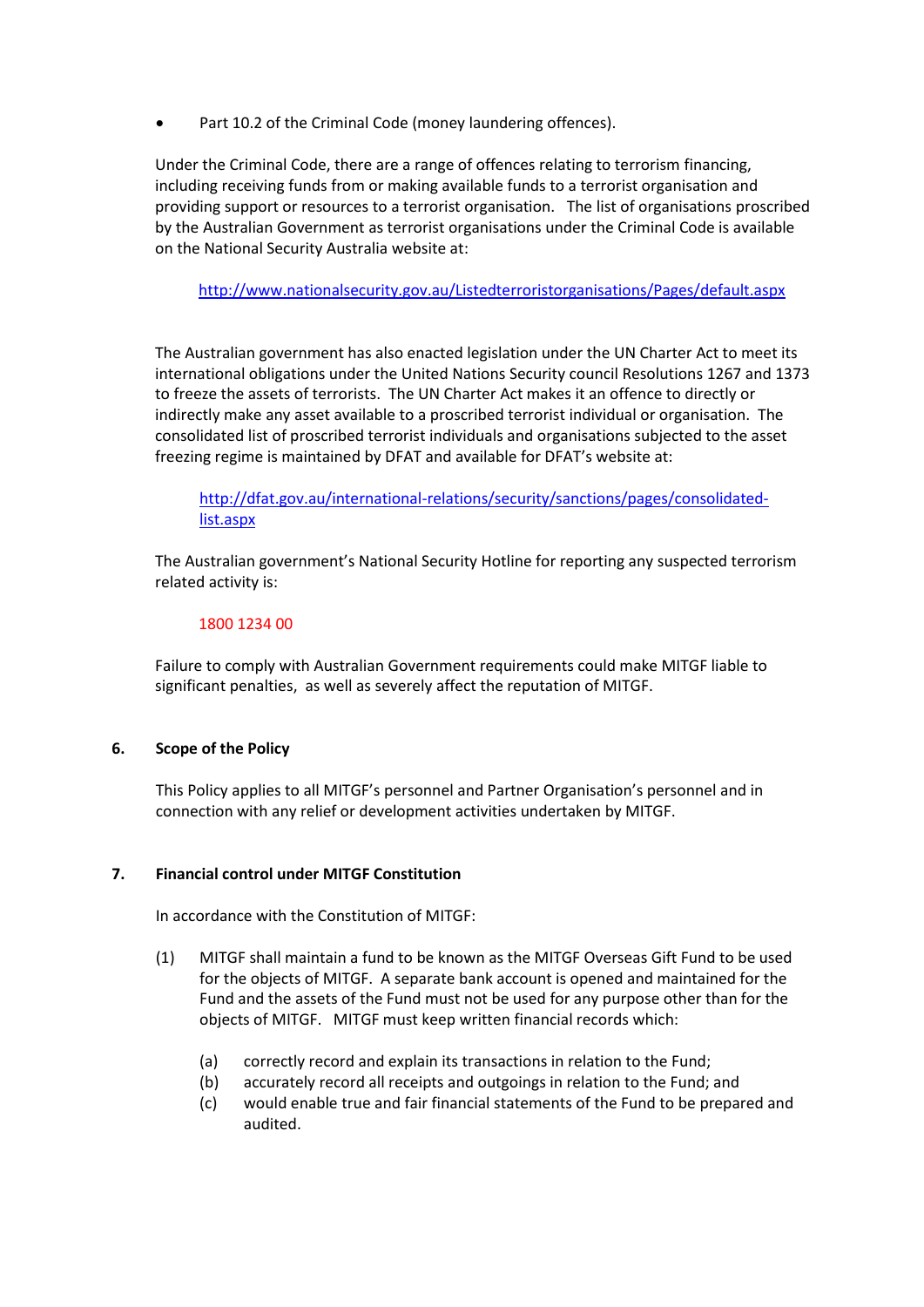- Part 10.2 of the Criminal Code (money laundering offences).

Under the Criminal Code, there are a range of offences relating to terrorism financing, including receiving funds from or making available funds to a terrorist organisation and providing support or resources to a terrorist organisation. The list of organisations proscribed by the Australian Government as terrorist organisations under the Criminal Code is available on the National Security Australia website at:

> http://www.nationalsecurity.gov.au/Listedterroristorganisations/Pages/default.aspx

The Australian government has also enacted legislation under the UN Charter Act to meet its international obligations under the United Nations Security council Resolutions 1267 and 1373 to freeze the assets of terrorists. The UN Charter Act makes it an offence to directly or indirectly make any asset available to a proscribed terrorist individual or organisation. The consolidated list of proscribed terrorist individuals and organisations subjected to the asset freezing regime is maintained by DFAT and available for DFAT's website at:

> http://dfat.gov.au/international-relations/security/sanctions/pages/consolidated-list.aspx

The Australian government's National Security Hotline for reporting any suspected terrorism related activity is:

> 1800 1234 00

Failure to comply with Australian Government requirements could make MITGF liable to significant penalties, as well as severely affect the reputation of MITGF.

## 6. Scope of the Policy

This Policy applies to all MITGF's personnel and Partner Organisation's personnel and in connection with any relief or development activities undertaken by MITGF.

## 7. Financial control under MITGF Constitution

In accordance with the Constitution of MITGF:

(1) MITGF shall maintain a fund to be known as the MITGF Overseas Gift Fund to be used for the objects of MITGF. A separate bank account is opened and maintained for the Fund and the assets of the Fund must not be used for any purpose other than for the objects of MITGF. MITGF must keep written financial records which:

   (a) correctly record and explain its transactions in relation to the Fund;
   (b) accurately record all receipts and outgoings in relation to the Fund; and
   (c) would enable true and fair financial statements of the Fund to be prepared and audited.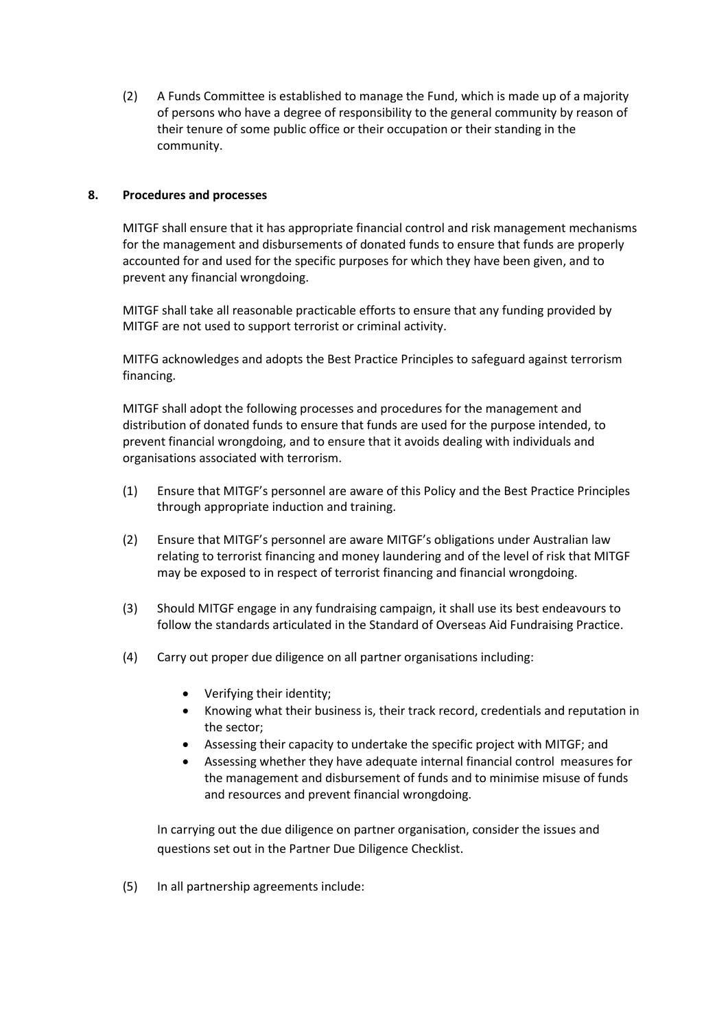(2) A Funds Committee is established to manage the Fund, which is made up of a majority of persons who have a degree of responsibility to the general community by reason of their tenure of some public office or their occupation or their standing in the community.

## 8. Procedures and processes

MITGF shall ensure that it has appropriate financial control and risk management mechanisms for the management and disbursements of donated funds to ensure that funds are properly accounted for and used for the specific purposes for which they have been given, and to prevent any financial wrongdoing.

MITGF shall take all reasonable practicable efforts to ensure that any funding provided by MITGF are not used to support terrorist or criminal activity.

MITFG acknowledges and adopts the Best Practice Principles to safeguard against terrorism financing.

MITGF shall adopt the following processes and procedures for the management and distribution of donated funds to ensure that funds are used for the purpose intended, to prevent financial wrongdoing, and to ensure that it avoids dealing with individuals and organisations associated with terrorism.

(1) Ensure that MITGF's personnel are aware of this Policy and the Best Practice Principles through appropriate induction and training.

(2) Ensure that MITGF's personnel are aware MITGF's obligations under Australian law relating to terrorist financing and money laundering and of the level of risk that MITGF may be exposed to in respect of terrorist financing and financial wrongdoing.

(3) Should MITGF engage in any fundraising campaign, it shall use its best endeavours to follow the standards articulated in the Standard of Overseas Aid Fundraising Practice.

(4) Carry out proper due diligence on all partner organisations including:

- Verifying their identity;
- Knowing what their business is, their track record, credentials and reputation in the sector;
- Assessing their capacity to undertake the specific project with MITGF; and
- Assessing whether they have adequate internal financial control measures for the management and disbursement of funds and to minimise misuse of funds and resources and prevent financial wrongdoing.

In carrying out the due diligence on partner organisation, consider the issues and questions set out in the Partner Due Diligence Checklist.

(5) In all partnership agreements include: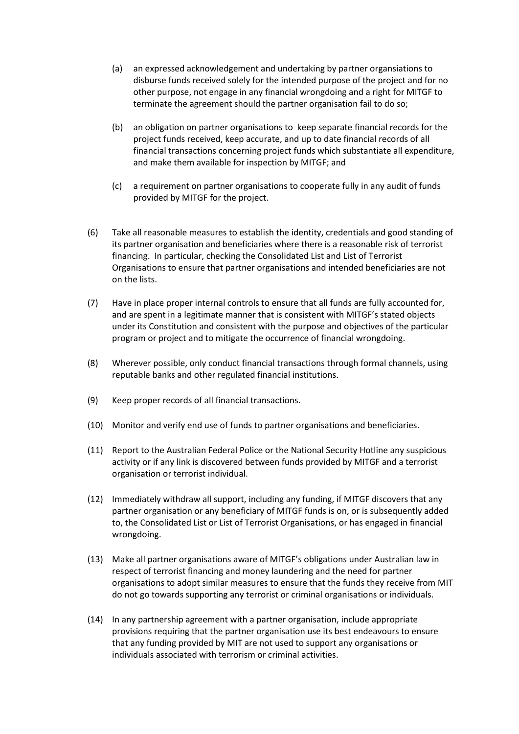(a) an expressed acknowledgement and undertaking by partner organsiations to disburse funds received solely for the intended purpose of the project and for no other purpose, not engage in any financial wrongdoing and a right for MITGF to terminate the agreement should the partner organisation fail to do so;

(b) an obligation on partner organisations to keep separate financial records for the project funds received, keep accurate, and up to date financial records of all financial transactions concerning project funds which substantiate all expenditure, and make them available for inspection by MITGF; and

(c) a requirement on partner organisations to cooperate fully in any audit of funds provided by MITGF for the project.

(6) Take all reasonable measures to establish the identity, credentials and good standing of its partner organisation and beneficiaries where there is a reasonable risk of terrorist financing. In particular, checking the Consolidated List and List of Terrorist Organisations to ensure that partner organisations and intended beneficiaries are not on the lists.

(7) Have in place proper internal controls to ensure that all funds are fully accounted for, and are spent in a legitimate manner that is consistent with MITGF's stated objects under its Constitution and consistent with the purpose and objectives of the particular program or project and to mitigate the occurrence of financial wrongdoing.

(8) Wherever possible, only conduct financial transactions through formal channels, using reputable banks and other regulated financial institutions.

(9) Keep proper records of all financial transactions.

(10) Monitor and verify end use of funds to partner organisations and beneficiaries.

(11) Report to the Australian Federal Police or the National Security Hotline any suspicious activity or if any link is discovered between funds provided by MITGF and a terrorist organisation or terrorist individual.

(12) Immediately withdraw all support, including any funding, if MITGF discovers that any partner organisation or any beneficiary of MITGF funds is on, or is subsequently added to, the Consolidated List or List of Terrorist Organisations, or has engaged in financial wrongdoing.

(13) Make all partner organisations aware of MITGF's obligations under Australian law in respect of terrorist financing and money laundering and the need for partner organisations to adopt similar measures to ensure that the funds they receive from MIT do not go towards supporting any terrorist or criminal organisations or individuals.

(14) In any partnership agreement with a partner organisation, include appropriate provisions requiring that the partner organisation use its best endeavours to ensure that any funding provided by MIT are not used to support any organisations or individuals associated with terrorism or criminal activities.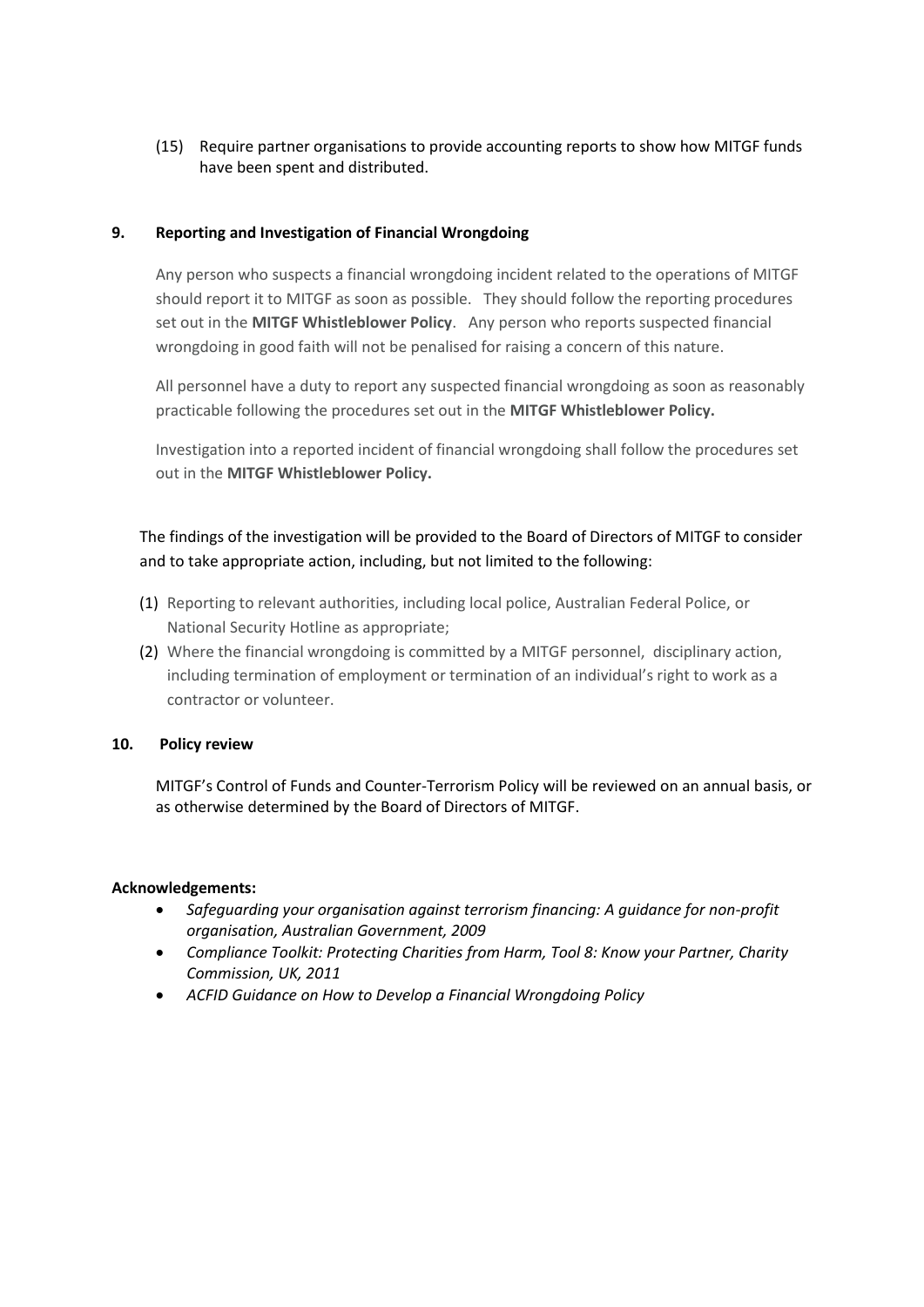(15) Require partner organisations to provide accounting reports to show how MITGF funds have been spent and distributed.

## 9. Reporting and Investigation of Financial Wrongdoing

Any person who suspects a financial wrongdoing incident related to the operations of MITGF should report it to MITGF as soon as possible. They should follow the reporting procedures set out in the **MITGF Whistleblower Policy**. Any person who reports suspected financial wrongdoing in good faith will not be penalised for raising a concern of this nature.

All personnel have a duty to report any suspected financial wrongdoing as soon as reasonably practicable following the procedures set out in the **MITGF Whistleblower Policy.**

Investigation into a reported incident of financial wrongdoing shall follow the procedures set out in the **MITGF Whistleblower Policy.**

The findings of the investigation will be provided to the Board of Directors of MITGF to consider and to take appropriate action, including, but not limited to the following:

(1) Reporting to relevant authorities, including local police, Australian Federal Police, or National Security Hotline as appropriate;

(2) Where the financial wrongdoing is committed by a MITGF personnel, disciplinary action, including termination of employment or termination of an individual's right to work as a contractor or volunteer.

## 10. Policy review

MITGF's Control of Funds and Counter-Terrorism Policy will be reviewed on an annual basis, or as otherwise determined by the Board of Directors of MITGF.

**Acknowledgements:**

- *Safeguarding your organisation against terrorism financing: A guidance for non-profit organisation, Australian Government, 2009*
- *Compliance Toolkit: Protecting Charities from Harm, Tool 8: Know your Partner, Charity Commission, UK, 2011*
- *ACFID Guidance on How to Develop a Financial Wrongdoing Policy*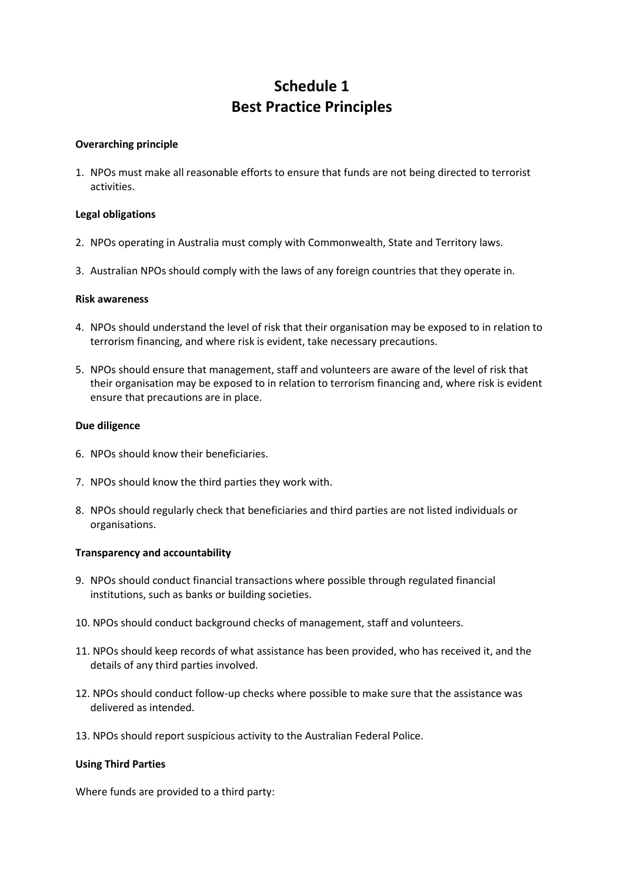# Schedule 1
# Best Practice Principles

**Overarching principle**

1. NPOs must make all reasonable efforts to ensure that funds are not being directed to terrorist activities.

**Legal obligations**

2. NPOs operating in Australia must comply with Commonwealth, State and Territory laws.
3. Australian NPOs should comply with the laws of any foreign countries that they operate in.

**Risk awareness**

4. NPOs should understand the level of risk that their organisation may be exposed to in relation to terrorism financing, and where risk is evident, take necessary precautions.
5. NPOs should ensure that management, staff and volunteers are aware of the level of risk that their organisation may be exposed to in relation to terrorism financing and, where risk is evident ensure that precautions are in place.

**Due diligence**

6. NPOs should know their beneficiaries.
7. NPOs should know the third parties they work with.
8. NPOs should regularly check that beneficiaries and third parties are not listed individuals or organisations.

**Transparency and accountability**

9. NPOs should conduct financial transactions where possible through regulated financial institutions, such as banks or building societies.
10. NPOs should conduct background checks of management, staff and volunteers.
11. NPOs should keep records of what assistance has been provided, who has received it, and the details of any third parties involved.
12. NPOs should conduct follow-up checks where possible to make sure that the assistance was delivered as intended.
13. NPOs should report suspicious activity to the Australian Federal Police.

**Using Third Parties**

Where funds are provided to a third party: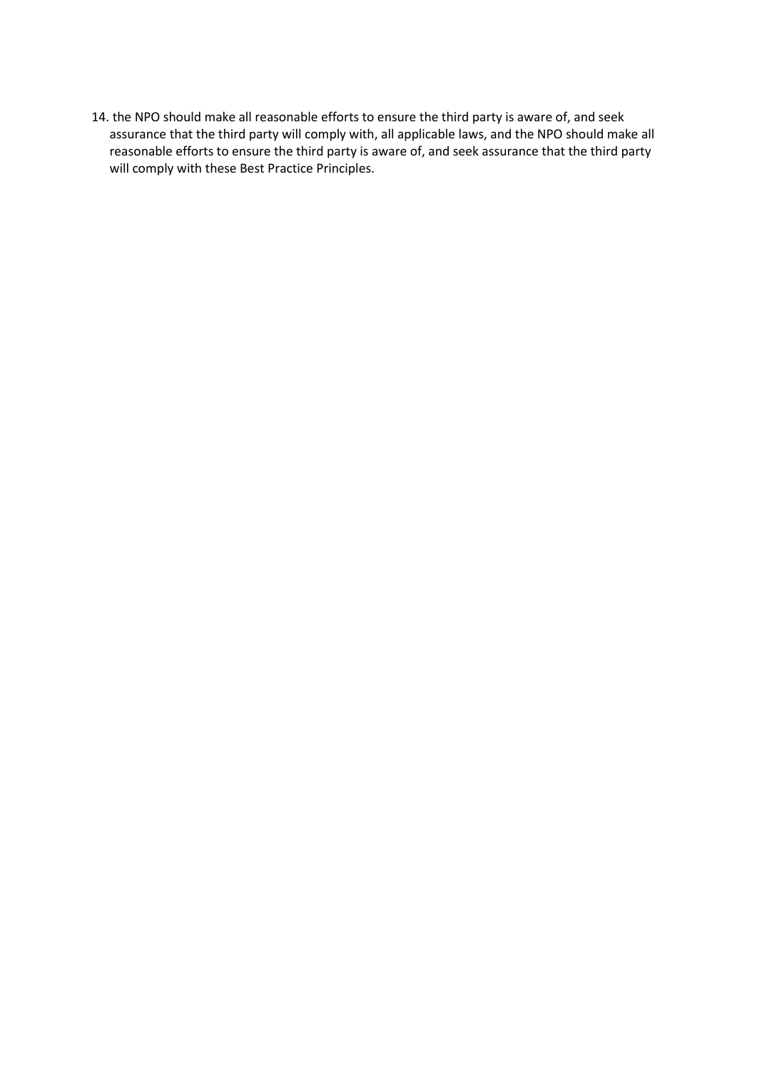14. the NPO should make all reasonable efforts to ensure the third party is aware of, and seek assurance that the third party will comply with, all applicable laws, and the NPO should make all reasonable efforts to ensure the third party is aware of, and seek assurance that the third party will comply with these Best Practice Principles.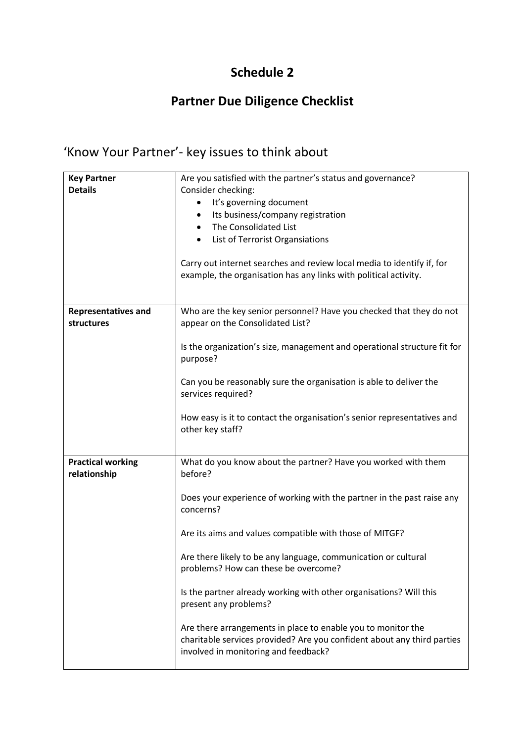# Schedule 2

## Partner Due Diligence Checklist

'Know Your Partner'- key issues to think about

| **Key Partner Details** | Are you satisfied with the partner's status and governance?<br>Consider checking:<br>• It's governing document<br>• Its business/company registration<br>• The Consolidated List<br>• List of Terrorist Organsiations<br><br>Carry out internet searches and review local media to identify if, for example, the organisation has any links with political activity. |
|---|---|
| **Representatives and structures** | Who are the key senior personnel? Have you checked that they do not appear on the Consolidated List?<br><br>Is the organization's size, management and operational structure fit for purpose?<br><br>Can you be reasonably sure the organisation is able to deliver the services required?<br><br>How easy is it to contact the organisation's senior representatives and other key staff? |
| **Practical working relationship** | What do you know about the partner? Have you worked with them before?<br><br>Does your experience of working with the partner in the past raise any concerns?<br><br>Are its aims and values compatible with those of MITGF?<br><br>Are there likely to be any language, communication or cultural problems? How can these be overcome?<br><br>Is the partner already working with other organisations? Will this present any problems?<br><br>Are there arrangements in place to enable you to monitor the charitable services provided? Are you confident about any third parties involved in monitoring and feedback? |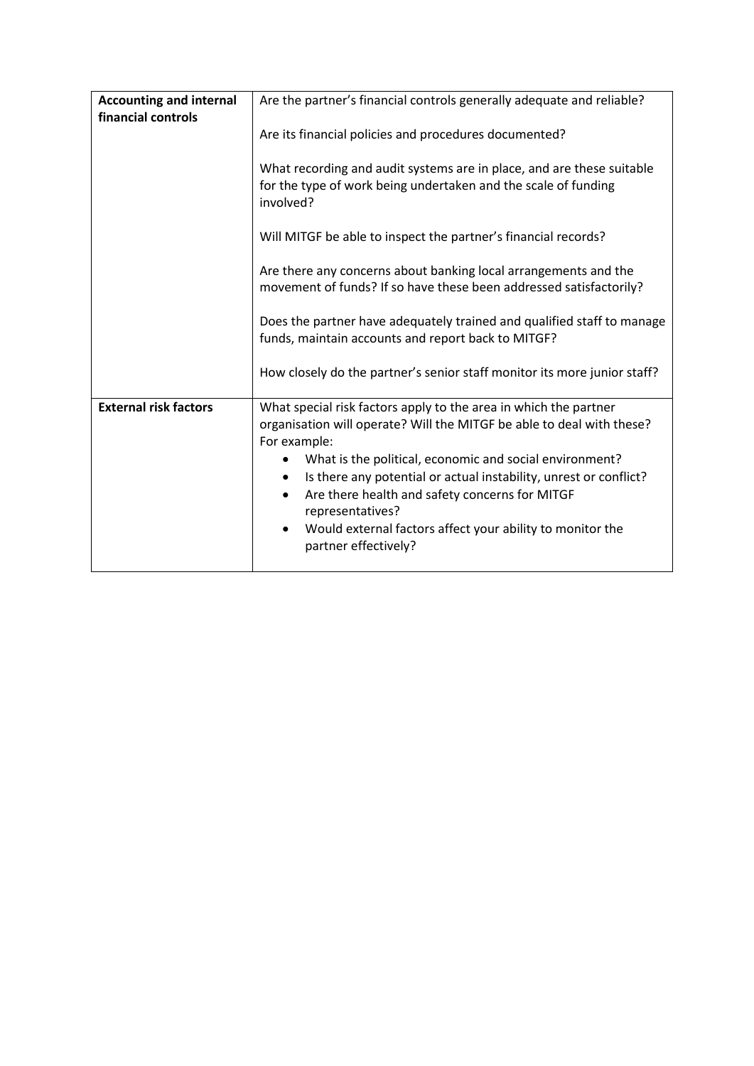| | |
|---|---|
| **Accounting and internal financial controls** | Are the partner's financial controls generally adequate and reliable?<br><br>Are its financial policies and procedures documented?<br><br>What recording and audit systems are in place, and are these suitable for the type of work being undertaken and the scale of funding involved?<br><br>Will MITGF be able to inspect the partner's financial records?<br><br>Are there any concerns about banking local arrangements and the movement of funds? If so have these been addressed satisfactorily?<br><br>Does the partner have adequately trained and qualified staff to manage funds, maintain accounts and report back to MITGF?<br><br>How closely do the partner's senior staff monitor its more junior staff? |
| **External risk factors** | What special risk factors apply to the area in which the partner organisation will operate? Will the MITGF be able to deal with these? For example:<br>• What is the political, economic and social environment?<br>• Is there any potential or actual instability, unrest or conflict?<br>• Are there health and safety concerns for MITGF representatives?<br>• Would external factors affect your ability to monitor the partner effectively? |